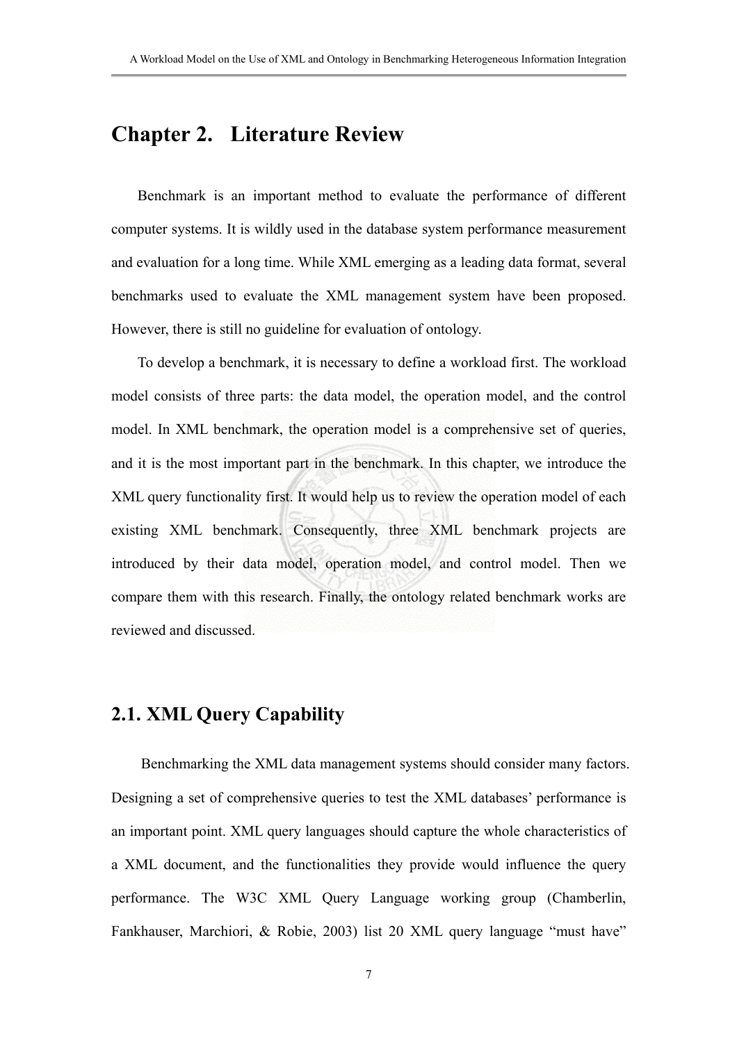# Chapter 2. Literature Review

Benchmark is an important method to evaluate the performance of different computer systems. It is wildly used in the database system performance measurement and evaluation for a long time. While XML emerging as a leading data format, several benchmarks used to evaluate the XML management system have been proposed. However, there is still no guideline for evaluation of ontology.

To develop a benchmark, it is necessary to define a workload first. The workload model consists of three parts: the data model, the operation model, and the control model. In XML benchmark, the operation model is a comprehensive set of queries, and it is the most important part in the benchmark. In this chapter, we introduce the XML query functionality first. It would help us to review the operation model of each existing XML benchmark. Consequently, three XML benchmark projects are introduced by their data model, operation model, and control model. Then we compare them with this research. Finally, the ontology related benchmark works are reviewed and discussed.

## 2.1. XML Query Capability

Benchmarking the XML data management systems should consider many factors. Designing a set of comprehensive queries to test the XML databases' performance is an important point. XML query languages should capture the whole characteristics of a XML document, and the functionalities they provide would influence the query performance. The W3C XML Query Language working group (Chamberlin, Fankhauser, Marchiori, & Robie, 2003) list 20 XML query language "must have"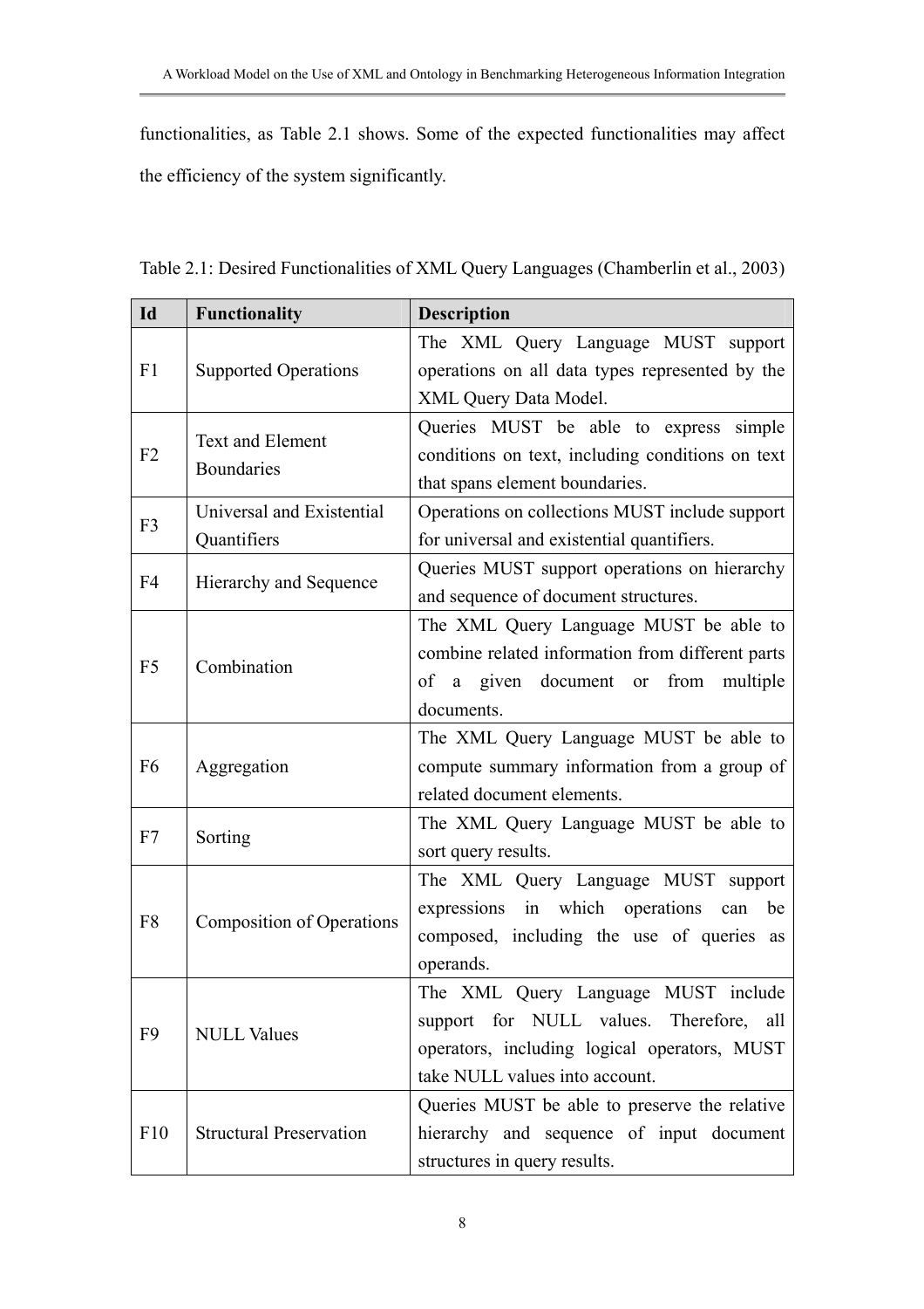functionalities, as Table 2.1 shows. Some of the expected functionalities may affect the efficiency of the system significantly.

Table 2.1: Desired Functionalities of XML Query Languages (Chamberlin et al., 2003)

| Id | Functionality | Description |
|---|---|---|
| F1 | Supported Operations | The XML Query Language MUST support operations on all data types represented by the XML Query Data Model. |
| F2 | Text and Element Boundaries | Queries MUST be able to express simple conditions on text, including conditions on text that spans element boundaries. |
| F3 | Universal and Existential Quantifiers | Operations on collections MUST include support for universal and existential quantifiers. |
| F4 | Hierarchy and Sequence | Queries MUST support operations on hierarchy and sequence of document structures. |
| F5 | Combination | The XML Query Language MUST be able to combine related information from different parts of a given document or from multiple documents. |
| F6 | Aggregation | The XML Query Language MUST be able to compute summary information from a group of related document elements. |
| F7 | Sorting | The XML Query Language MUST be able to sort query results. |
| F8 | Composition of Operations | The XML Query Language MUST support expressions in which operations can be composed, including the use of queries as operands. |
| F9 | NULL Values | The XML Query Language MUST include support for NULL values. Therefore, all operators, including logical operators, MUST take NULL values into account. |
| F10 | Structural Preservation | Queries MUST be able to preserve the relative hierarchy and sequence of input document structures in query results. |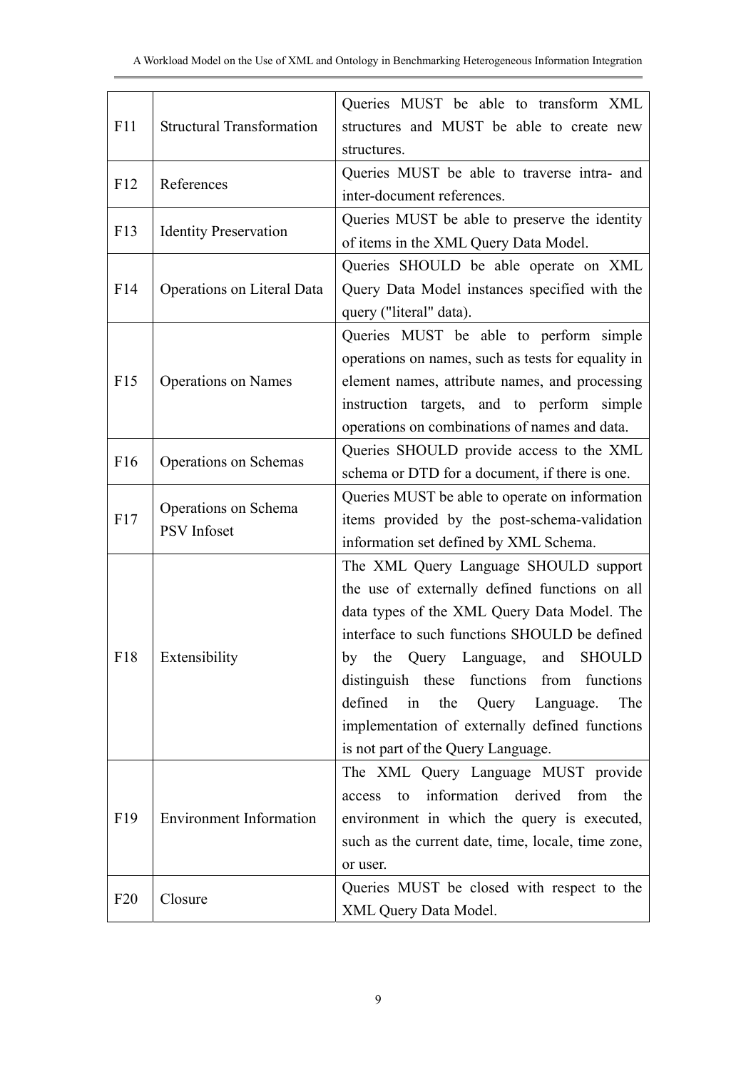| | | |
|---|---|---|
| F11 | Structural Transformation | Queries MUST be able to transform XML structures and MUST be able to create new structures. |
| F12 | References | Queries MUST be able to traverse intra- and inter-document references. |
| F13 | Identity Preservation | Queries MUST be able to preserve the identity of items in the XML Query Data Model. |
| F14 | Operations on Literal Data | Queries SHOULD be able operate on XML Query Data Model instances specified with the query ("literal" data). |
| F15 | Operations on Names | Queries MUST be able to perform simple operations on names, such as tests for equality in element names, attribute names, and processing instruction targets, and to perform simple operations on combinations of names and data. |
| F16 | Operations on Schemas | Queries SHOULD provide access to the XML schema or DTD for a document, if there is one. |
| F17 | Operations on Schema PSV Infoset | Queries MUST be able to operate on information items provided by the post-schema-validation information set defined by XML Schema. |
| F18 | Extensibility | The XML Query Language SHOULD support the use of externally defined functions on all data types of the XML Query Data Model. The interface to such functions SHOULD be defined by the Query Language, and SHOULD distinguish these functions from functions defined in the Query Language. The implementation of externally defined functions is not part of the Query Language. |
| F19 | Environment Information | The XML Query Language MUST provide access to information derived from the environment in which the query is executed, such as the current date, time, locale, time zone, or user. |
| F20 | Closure | Queries MUST be closed with respect to the XML Query Data Model. |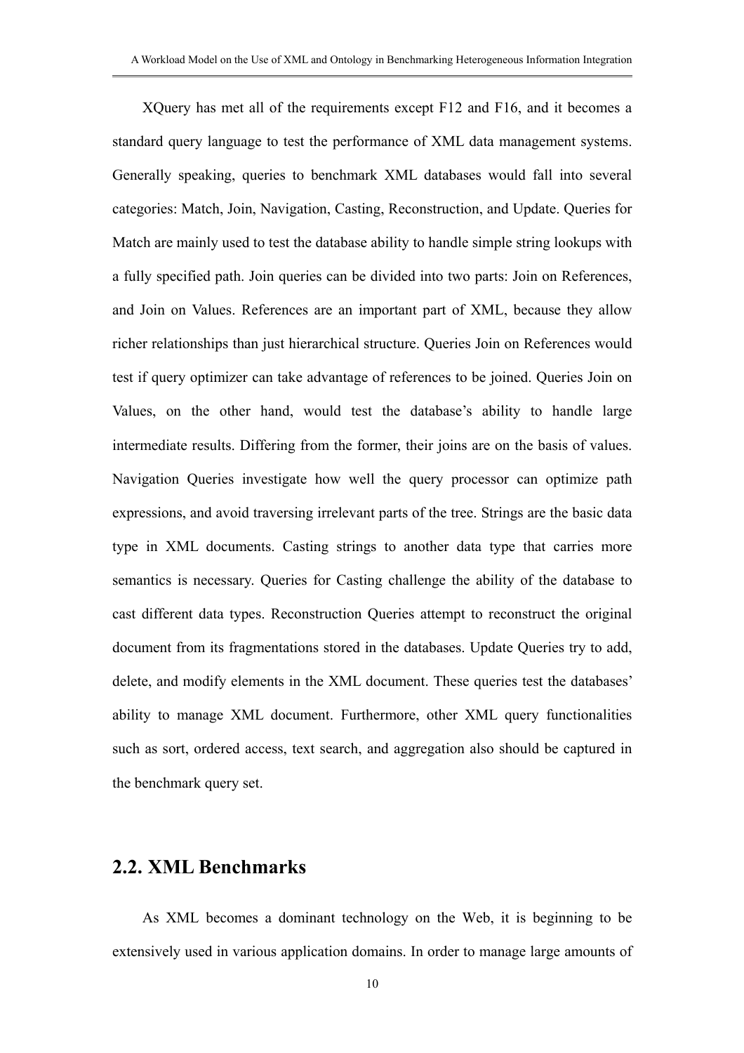XQuery has met all of the requirements except F12 and F16, and it becomes a standard query language to test the performance of XML data management systems. Generally speaking, queries to benchmark XML databases would fall into several categories: Match, Join, Navigation, Casting, Reconstruction, and Update. Queries for Match are mainly used to test the database ability to handle simple string lookups with a fully specified path. Join queries can be divided into two parts: Join on References, and Join on Values. References are an important part of XML, because they allow richer relationships than just hierarchical structure. Queries Join on References would test if query optimizer can take advantage of references to be joined. Queries Join on Values, on the other hand, would test the database's ability to handle large intermediate results. Differing from the former, their joins are on the basis of values. Navigation Queries investigate how well the query processor can optimize path expressions, and avoid traversing irrelevant parts of the tree. Strings are the basic data type in XML documents. Casting strings to another data type that carries more semantics is necessary. Queries for Casting challenge the ability of the database to cast different data types. Reconstruction Queries attempt to reconstruct the original document from its fragmentations stored in the databases. Update Queries try to add, delete, and modify elements in the XML document. These queries test the databases' ability to manage XML document. Furthermore, other XML query functionalities such as sort, ordered access, text search, and aggregation also should be captured in the benchmark query set.

## 2.2. XML Benchmarks

As XML becomes a dominant technology on the Web, it is beginning to be extensively used in various application domains. In order to manage large amounts of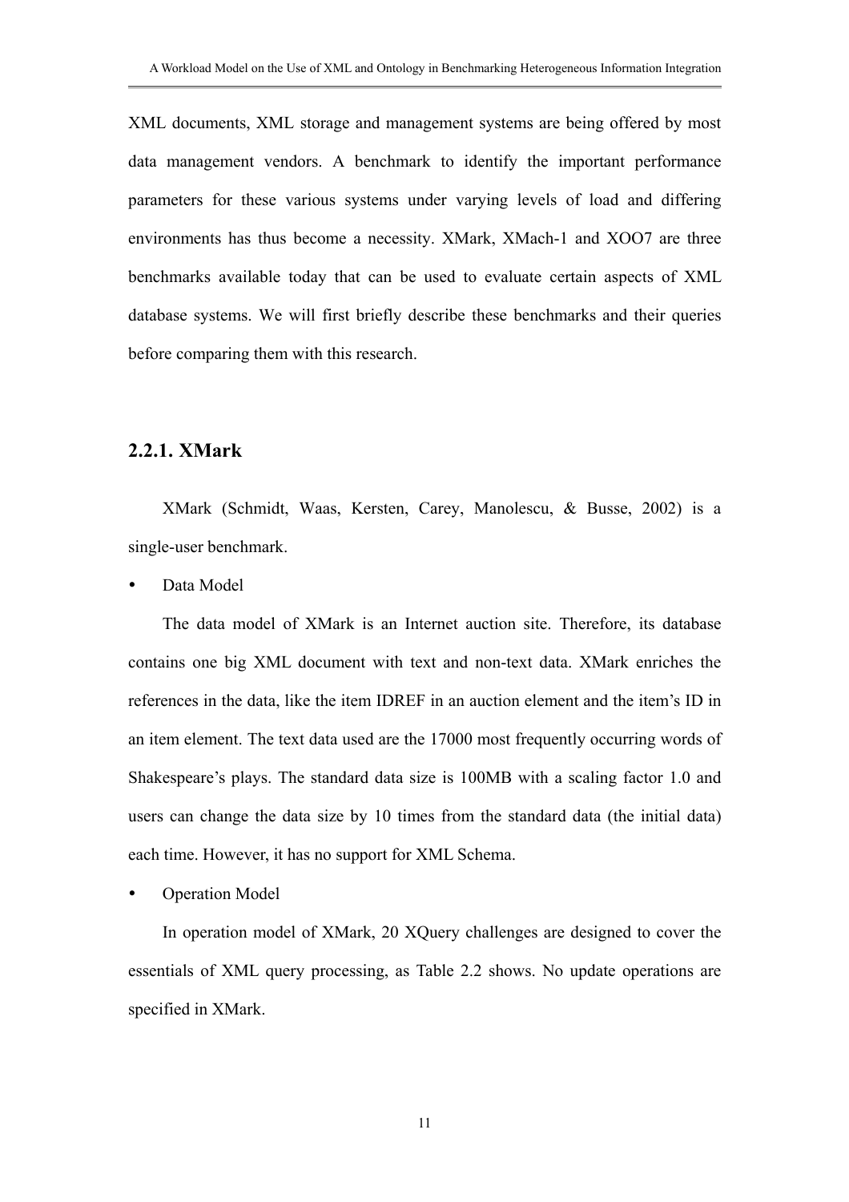XML documents, XML storage and management systems are being offered by most data management vendors. A benchmark to identify the important performance parameters for these various systems under varying levels of load and differing environments has thus become a necessity. XMark, XMach-1 and XOO7 are three benchmarks available today that can be used to evaluate certain aspects of XML database systems. We will first briefly describe these benchmarks and their queries before comparing them with this research.

### 2.2.1. XMark

XMark (Schmidt, Waas, Kersten, Carey, Manolescu, & Busse, 2002) is a single-user benchmark.

- Data Model

The data model of XMark is an Internet auction site. Therefore, its database contains one big XML document with text and non-text data. XMark enriches the references in the data, like the item IDREF in an auction element and the item's ID in an item element. The text data used are the 17000 most frequently occurring words of Shakespeare's plays. The standard data size is 100MB with a scaling factor 1.0 and users can change the data size by 10 times from the standard data (the initial data) each time. However, it has no support for XML Schema.

- Operation Model

In operation model of XMark, 20 XQuery challenges are designed to cover the essentials of XML query processing, as Table 2.2 shows. No update operations are specified in XMark.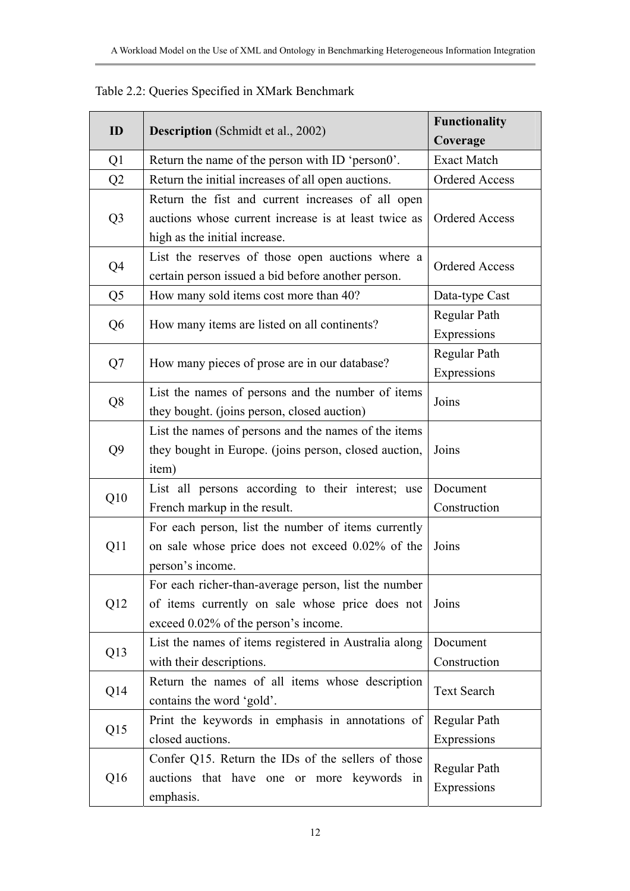Table 2.2: Queries Specified in XMark Benchmark

| ID | **Description** (Schmidt et al., 2002) | **Functionality Coverage** |
|---|---|---|
| Q1 | Return the name of the person with ID 'person0'. | Exact Match |
| Q2 | Return the initial increases of all open auctions. | Ordered Access |
| Q3 | Return the fist and current increases of all open auctions whose current increase is at least twice as high as the initial increase. | Ordered Access |
| Q4 | List the reserves of those open auctions where a certain person issued a bid before another person. | Ordered Access |
| Q5 | How many sold items cost more than 40? | Data-type Cast |
| Q6 | How many items are listed on all continents? | Regular Path Expressions |
| Q7 | How many pieces of prose are in our database? | Regular Path Expressions |
| Q8 | List the names of persons and the number of items they bought. (joins person, closed auction) | Joins |
| Q9 | List the names of persons and the names of the items they bought in Europe. (joins person, closed auction, item) | Joins |
| Q10 | List all persons according to their interest; use French markup in the result. | Document Construction |
| Q11 | For each person, list the number of items currently on sale whose price does not exceed 0.02% of the person's income. | Joins |
| Q12 | For each richer-than-average person, list the number of items currently on sale whose price does not exceed 0.02% of the person's income. | Joins |
| Q13 | List the names of items registered in Australia along with their descriptions. | Document Construction |
| Q14 | Return the names of all items whose description contains the word 'gold'. | Text Search |
| Q15 | Print the keywords in emphasis in annotations of closed auctions. | Regular Path Expressions |
| Q16 | Confer Q15. Return the IDs of the sellers of those auctions that have one or more keywords in emphasis. | Regular Path Expressions |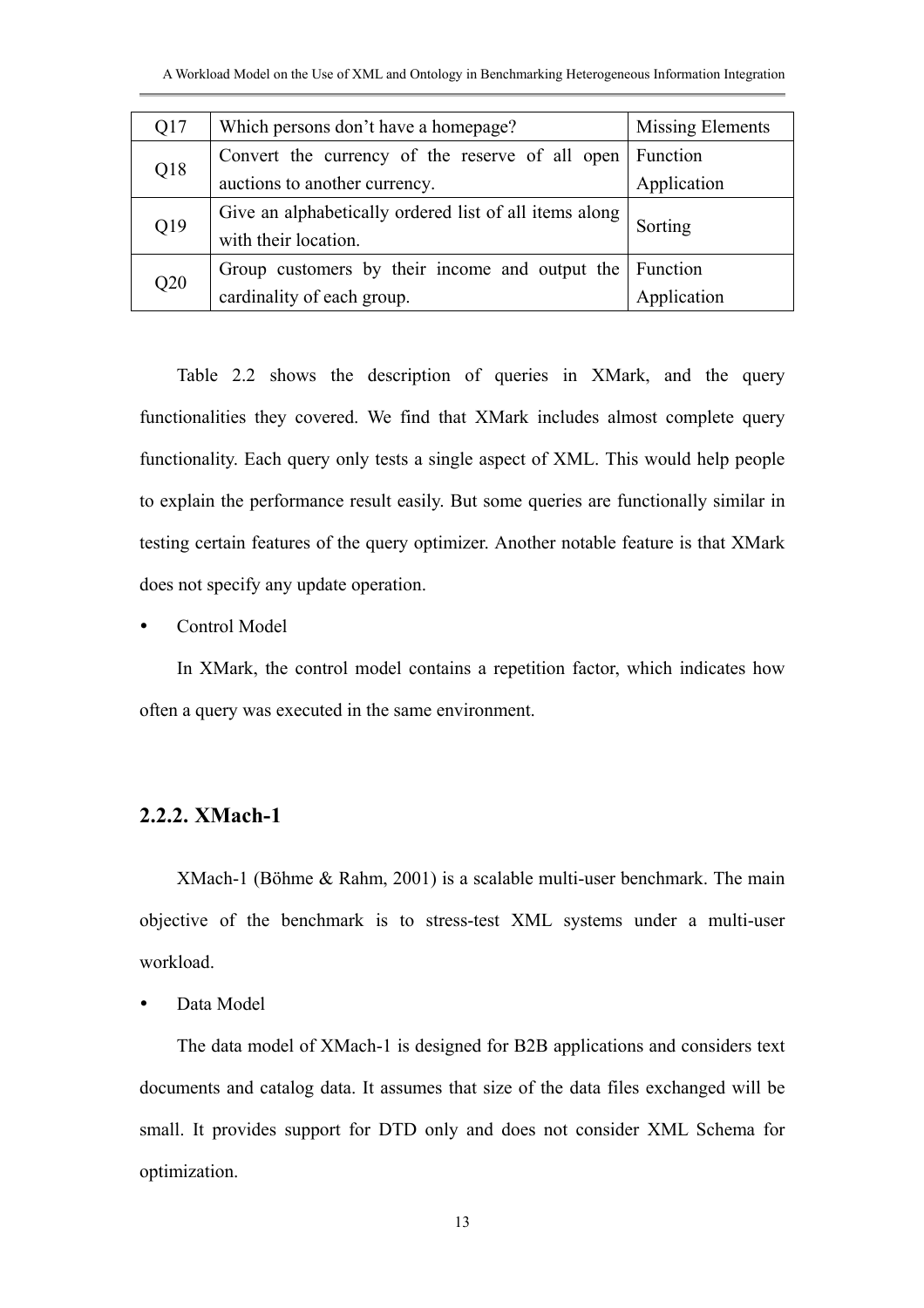| | | |
|---|---|---|
| Q17 | Which persons don't have a homepage? | Missing Elements |
| Q18 | Convert the currency of the reserve of all open auctions to another currency. | Function Application |
| Q19 | Give an alphabetically ordered list of all items along with their location. | Sorting |
| Q20 | Group customers by their income and output the cardinality of each group. | Function Application |

Table 2.2 shows the description of queries in XMark, and the query functionalities they covered. We find that XMark includes almost complete query functionality. Each query only tests a single aspect of XML. This would help people to explain the performance result easily. But some queries are functionally similar in testing certain features of the query optimizer. Another notable feature is that XMark does not specify any update operation.

- Control Model

In XMark, the control model contains a repetition factor, which indicates how often a query was executed in the same environment.

### 2.2.2. XMach-1

XMach-1 (Böhme & Rahm, 2001) is a scalable multi-user benchmark. The main objective of the benchmark is to stress-test XML systems under a multi-user workload.

- Data Model

The data model of XMach-1 is designed for B2B applications and considers text documents and catalog data. It assumes that size of the data files exchanged will be small. It provides support for DTD only and does not consider XML Schema for optimization.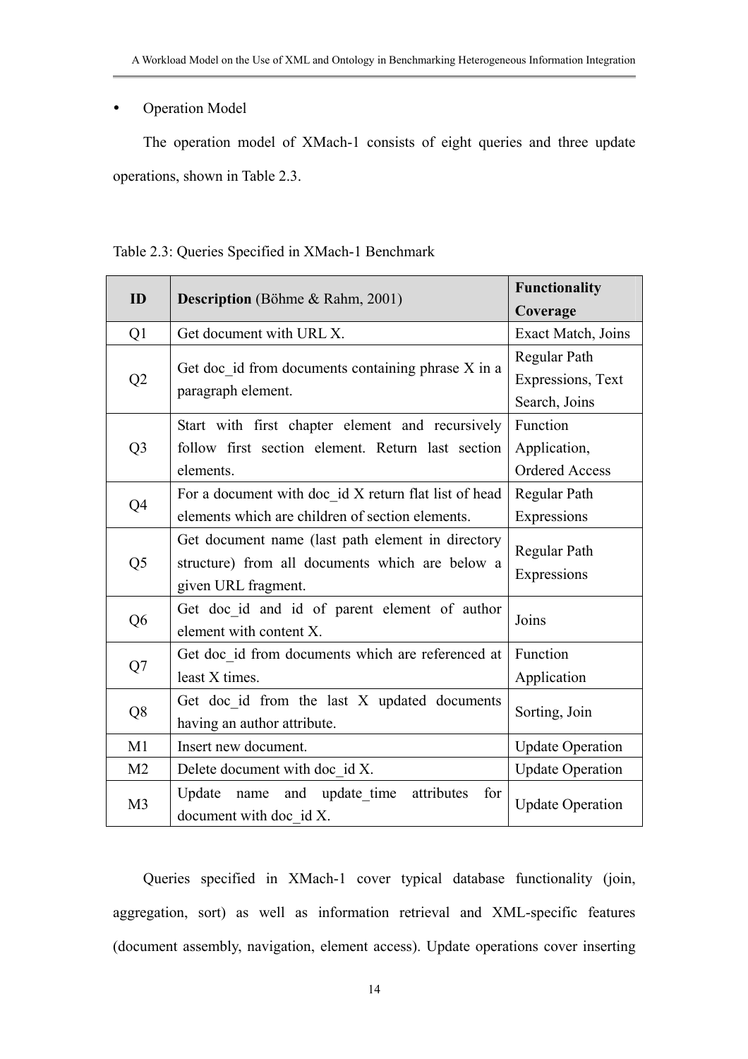- Operation Model

The operation model of XMach-1 consists of eight queries and three update operations, shown in Table 2.3.

Table 2.3: Queries Specified in XMach-1 Benchmark

| ID | **Description** (Böhme & Rahm, 2001) | **Functionality Coverage** |
|---|---|---|
| Q1 | Get document with URL X. | Exact Match, Joins |
| Q2 | Get doc_id from documents containing phrase X in a paragraph element. | Regular Path Expressions, Text Search, Joins |
| Q3 | Start with first chapter element and recursively follow first section element. Return last section elements. | Function Application, Ordered Access |
| Q4 | For a document with doc_id X return flat list of head elements which are children of section elements. | Regular Path Expressions |
| Q5 | Get document name (last path element in directory structure) from all documents which are below a given URL fragment. | Regular Path Expressions |
| Q6 | Get doc_id and id of parent element of author element with content X. | Joins |
| Q7 | Get doc_id from documents which are referenced at least X times. | Function Application |
| Q8 | Get doc_id from the last X updated documents having an author attribute. | Sorting, Join |
| M1 | Insert new document. | Update Operation |
| M2 | Delete document with doc_id X. | Update Operation |
| M3 | Update name and update_time attributes for document with doc_id X. | Update Operation |

Queries specified in XMach-1 cover typical database functionality (join, aggregation, sort) as well as information retrieval and XML-specific features (document assembly, navigation, element access). Update operations cover inserting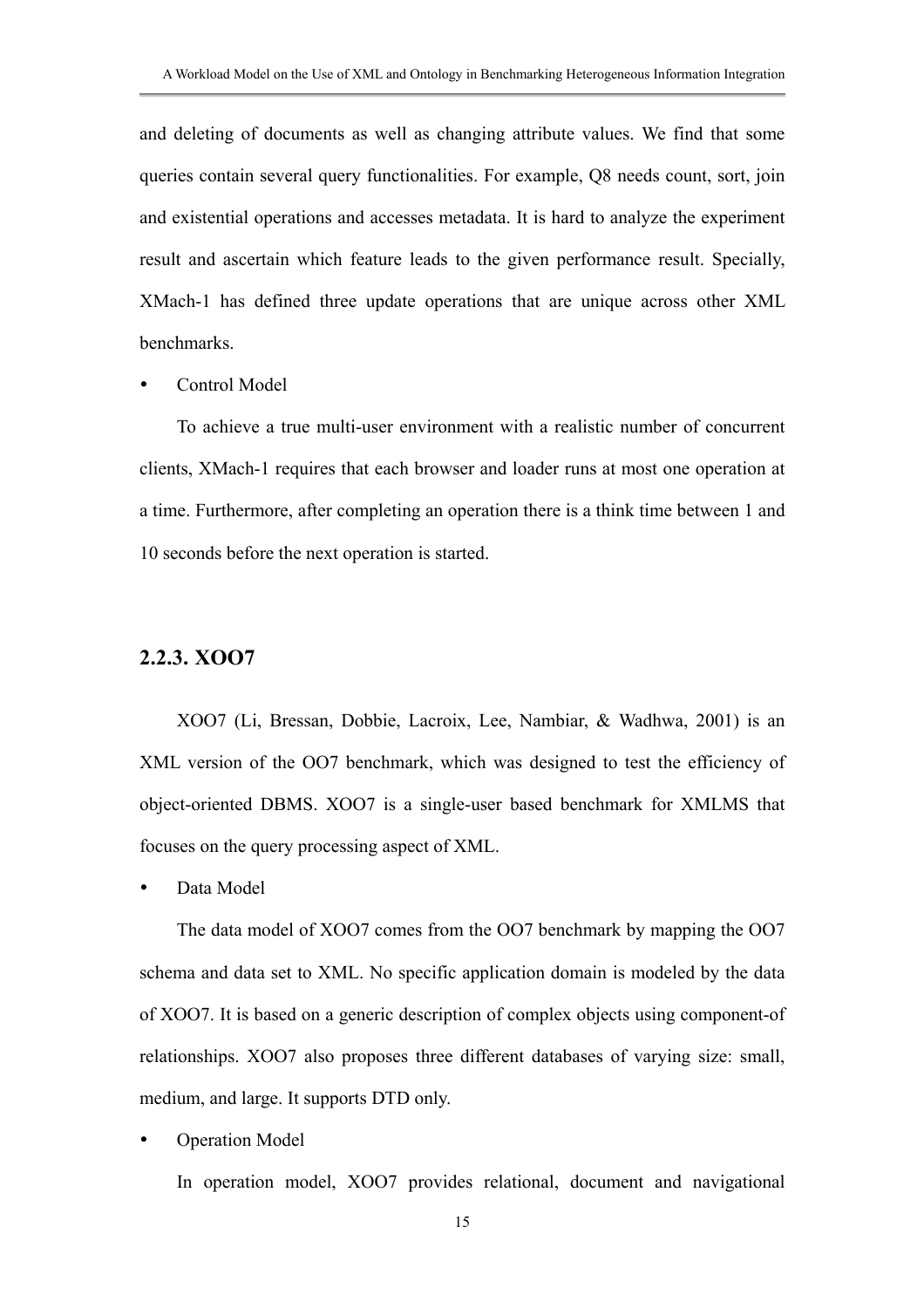and deleting of documents as well as changing attribute values. We find that some queries contain several query functionalities. For example, Q8 needs count, sort, join and existential operations and accesses metadata. It is hard to analyze the experiment result and ascertain which feature leads to the given performance result. Specially, XMach-1 has defined three update operations that are unique across other XML benchmarks.

- Control Model

To achieve a true multi-user environment with a realistic number of concurrent clients, XMach-1 requires that each browser and loader runs at most one operation at a time. Furthermore, after completing an operation there is a think time between 1 and 10 seconds before the next operation is started.

### 2.2.3. XOO7

XOO7 (Li, Bressan, Dobbie, Lacroix, Lee, Nambiar, & Wadhwa, 2001) is an XML version of the OO7 benchmark, which was designed to test the efficiency of object-oriented DBMS. XOO7 is a single-user based benchmark for XMLMS that focuses on the query processing aspect of XML.

- Data Model

The data model of XOO7 comes from the OO7 benchmark by mapping the OO7 schema and data set to XML. No specific application domain is modeled by the data of XOO7. It is based on a generic description of complex objects using component-of relationships. XOO7 also proposes three different databases of varying size: small, medium, and large. It supports DTD only.

- Operation Model

In operation model, XOO7 provides relational, document and navigational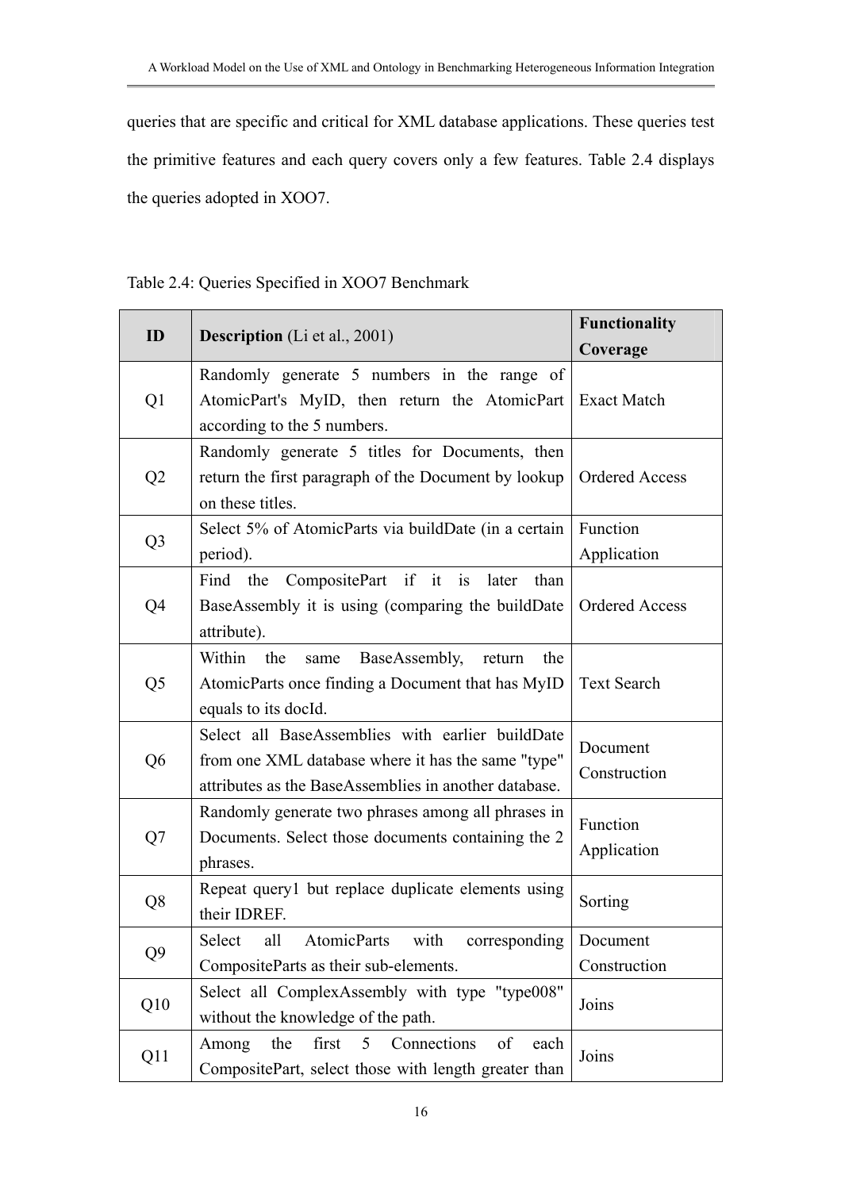queries that are specific and critical for XML database applications. These queries test the primitive features and each query covers only a few features. Table 2.4 displays the queries adopted in XOO7.

Table 2.4: Queries Specified in XOO7 Benchmark

| ID | **Description** (Li et al., 2001) | **Functionality Coverage** |
| --- | --- | --- |
| Q1 | Randomly generate 5 numbers in the range of AtomicPart's MyID, then return the AtomicPart according to the 5 numbers. | Exact Match |
| Q2 | Randomly generate 5 titles for Documents, then return the first paragraph of the Document by lookup on these titles. | Ordered Access |
| Q3 | Select 5% of AtomicParts via buildDate (in a certain period). | Function Application |
| Q4 | Find the CompositePart if it is later than BaseAssembly it is using (comparing the buildDate attribute). | Ordered Access |
| Q5 | Within the same BaseAssembly, return the AtomicParts once finding a Document that has MyID equals to its docId. | Text Search |
| Q6 | Select all BaseAssemblies with earlier buildDate from one XML database where it has the same "type" attributes as the BaseAssemblies in another database. | Document Construction |
| Q7 | Randomly generate two phrases among all phrases in Documents. Select those documents containing the 2 phrases. | Function Application |
| Q8 | Repeat query1 but replace duplicate elements using their IDREF. | Sorting |
| Q9 | Select all AtomicParts with corresponding CompositeParts as their sub-elements. | Document Construction |
| Q10 | Select all ComplexAssembly with type "type008" without the knowledge of the path. | Joins |
| Q11 | Among the first 5 Connections of each CompositePart, select those with length greater than | Joins |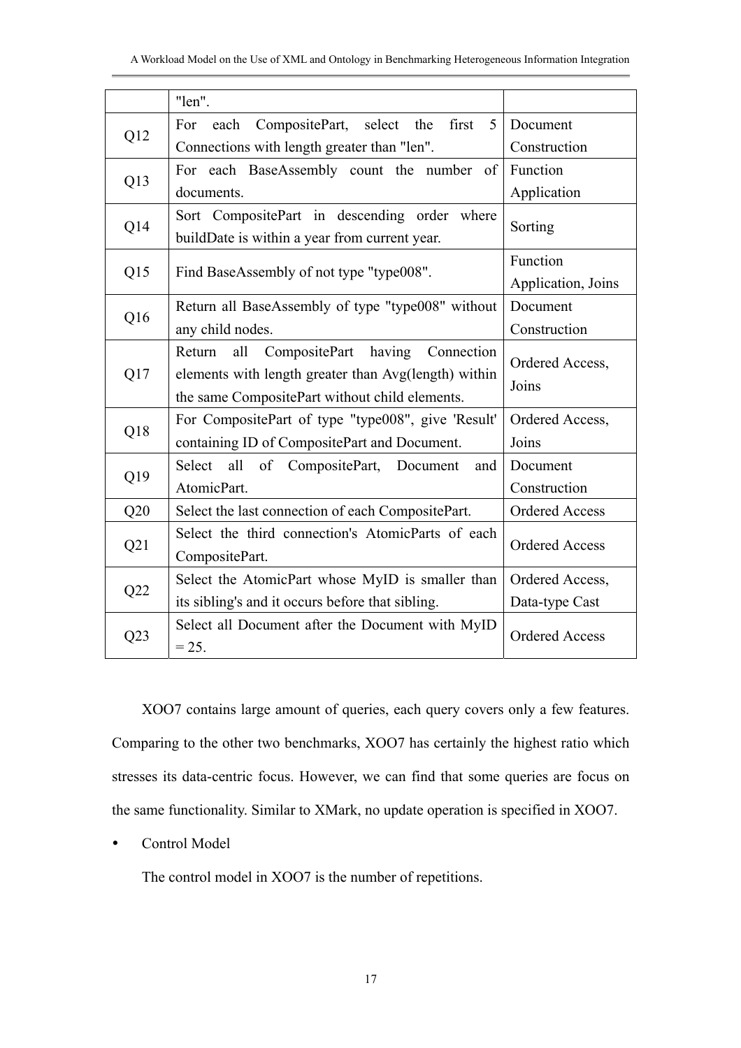| | | |
|---|---|---|
| | "len". | |
| Q12 | For each CompositePart, select the first 5 Connections with length greater than "len". | Document Construction |
| Q13 | For each BaseAssembly count the number of documents. | Function Application |
| Q14 | Sort CompositePart in descending order where buildDate is within a year from current year. | Sorting |
| Q15 | Find BaseAssembly of not type "type008". | Function Application, Joins |
| Q16 | Return all BaseAssembly of type "type008" without any child nodes. | Document Construction |
| Q17 | Return all CompositePart having Connection elements with length greater than Avg(length) within the same CompositePart without child elements. | Ordered Access, Joins |
| Q18 | For CompositePart of type "type008", give 'Result' containing ID of CompositePart and Document. | Ordered Access, Joins |
| Q19 | Select all of CompositePart, Document and AtomicPart. | Document Construction |
| Q20 | Select the last connection of each CompositePart. | Ordered Access |
| Q21 | Select the third connection's AtomicParts of each CompositePart. | Ordered Access |
| Q22 | Select the AtomicPart whose MyID is smaller than its sibling's and it occurs before that sibling. | Ordered Access, Data-type Cast |
| Q23 | Select all Document after the Document with MyID = 25. | Ordered Access |

XOO7 contains large amount of queries, each query covers only a few features. Comparing to the other two benchmarks, XOO7 has certainly the highest ratio which stresses its data-centric focus. However, we can find that some queries are focus on the same functionality. Similar to XMark, no update operation is specified in XOO7.

- Control Model

The control model in XOO7 is the number of repetitions.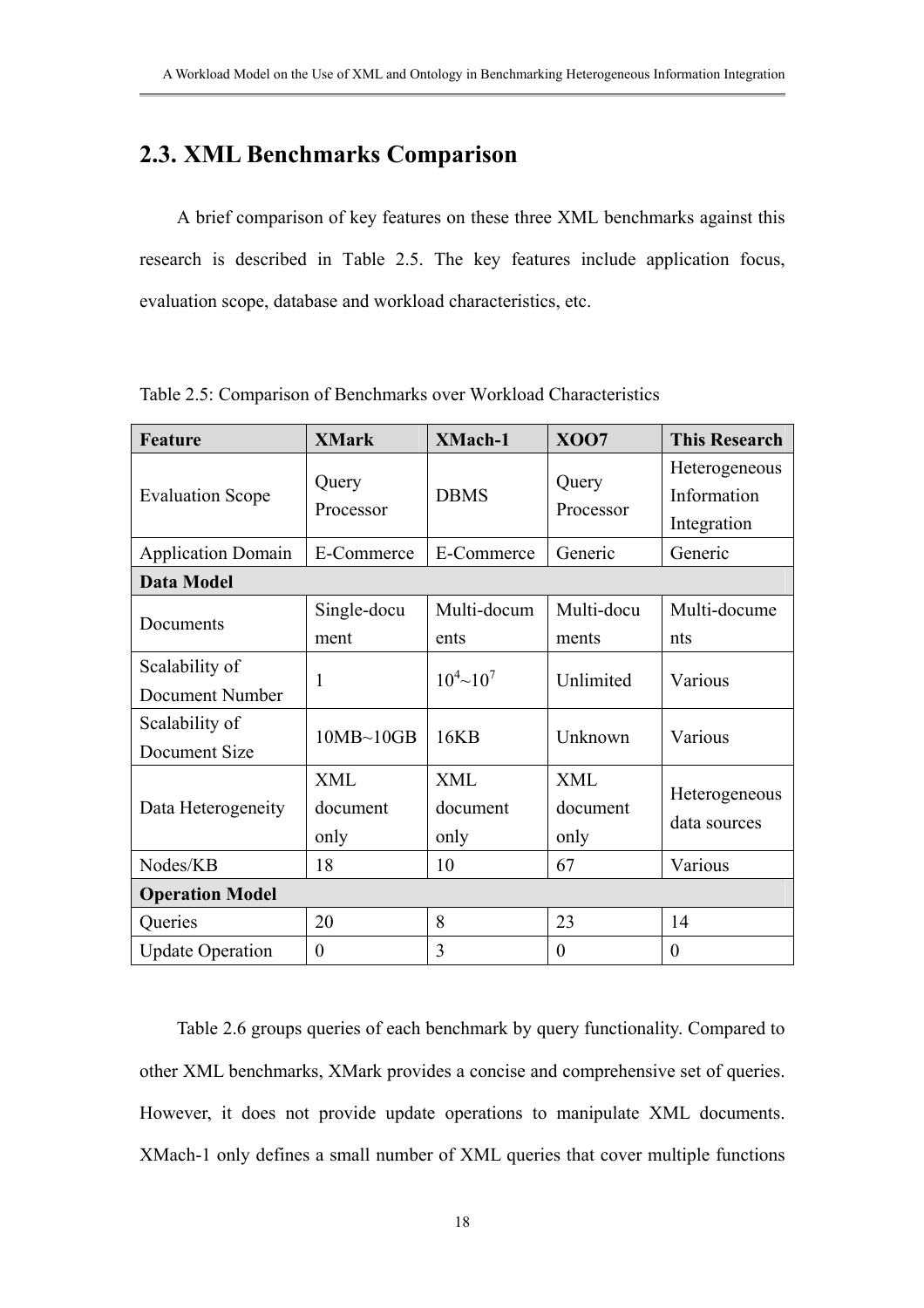## 2.3. XML Benchmarks Comparison

A brief comparison of key features on these three XML benchmarks against this research is described in Table 2.5. The key features include application focus, evaluation scope, database and workload characteristics, etc.

Table 2.5: Comparison of Benchmarks over Workload Characteristics

| Feature | XMark | XMach-1 | XOO7 | This Research |
|---|---|---|---|---|
| Evaluation Scope | Query Processor | DBMS | Query Processor | Heterogeneous Information Integration |
| Application Domain | E-Commerce | E-Commerce | Generic | Generic |
| **Data Model** | | | | |
| Documents | Single-document | Multi-documents | Multi-documents | Multi-documents |
| Scalability of Document Number | 1 | $10^4$~$10^7$ | Unlimited | Various |
| Scalability of Document Size | 10MB~10GB | 16KB | Unknown | Various |
| Data Heterogeneity | XML document only | XML document only | XML document only | Heterogeneous data sources |
| Nodes/KB | 18 | 10 | 67 | Various |
| **Operation Model** | | | | |
| Queries | 20 | 8 | 23 | 14 |
| Update Operation | 0 | 3 | 0 | 0 |

Table 2.6 groups queries of each benchmark by query functionality. Compared to other XML benchmarks, XMark provides a concise and comprehensive set of queries. However, it does not provide update operations to manipulate XML documents. XMach-1 only defines a small number of XML queries that cover multiple functions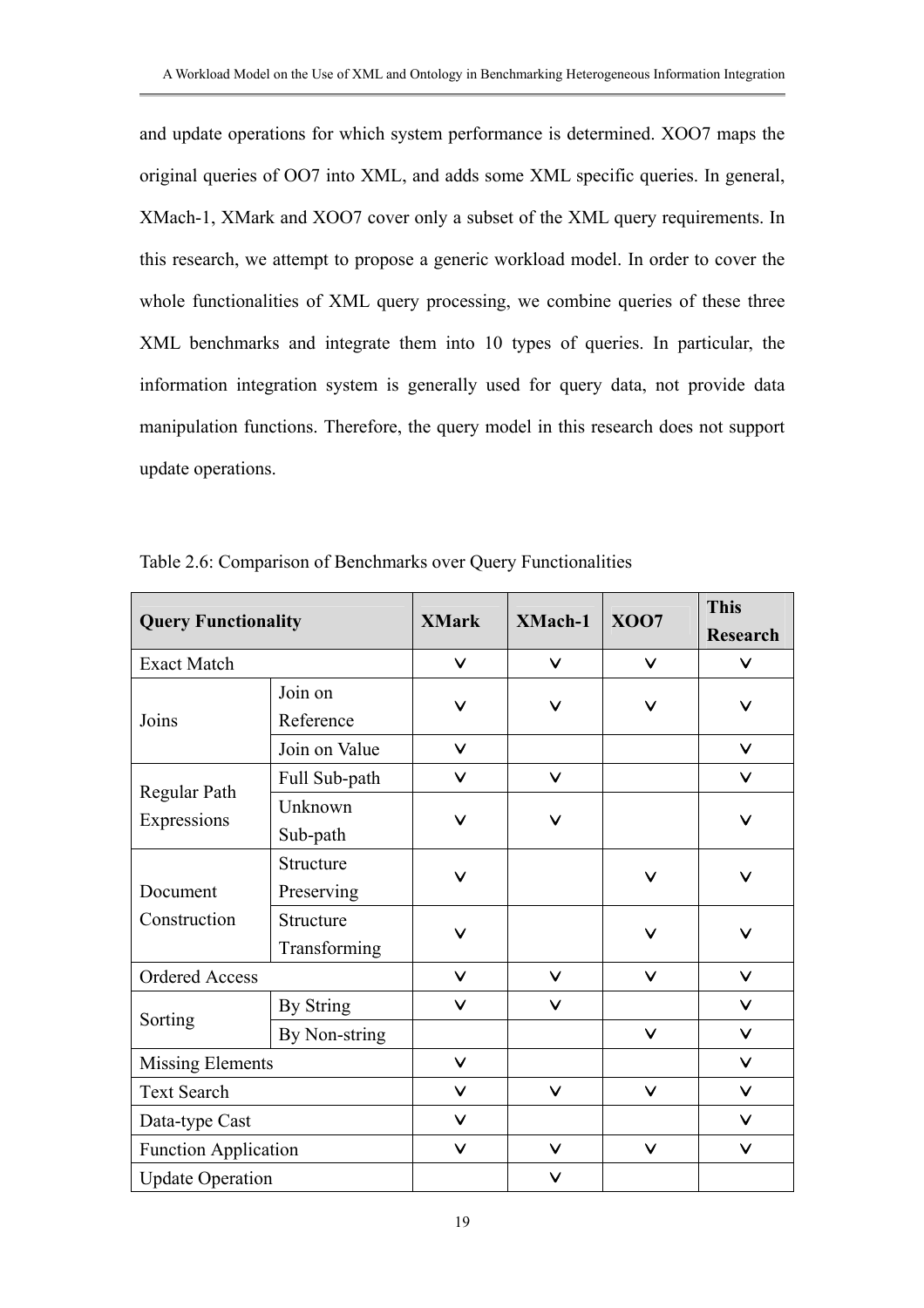and update operations for which system performance is determined. XOO7 maps the original queries of OO7 into XML, and adds some XML specific queries. In general, XMach-1, XMark and XOO7 cover only a subset of the XML query requirements. In this research, we attempt to propose a generic workload model. In order to cover the whole functionalities of XML query processing, we combine queries of these three XML benchmarks and integrate them into 10 types of queries. In particular, the information integration system is generally used for query data, not provide data manipulation functions. Therefore, the query model in this research does not support update operations.

Table 2.6: Comparison of Benchmarks over Query Functionalities

| **Query Functionality** | | **XMark** | **XMach-1** | **XOO7** | **This Research** |
|---|---|---|---|---|---|
| Exact Match | | V | V | V | V |
| Joins | Join on Reference | V | V | V | V |
| | Join on Value | V | | | V |
| Regular Path Expressions | Full Sub-path | V | V | | V |
| | Unknown Sub-path | V | V | | V |
| Document Construction | Structure Preserving | V | | V | V |
| | Structure Transforming | V | | V | V |
| Ordered Access | | V | V | V | V |
| Sorting | By String | V | V | | V |
| | By Non-string | | | V | V |
| Missing Elements | | V | | | V |
| Text Search | | V | V | V | V |
| Data-type Cast | | V | | | V |
| Function Application | | V | V | V | V |
| Update Operation | | | V | | |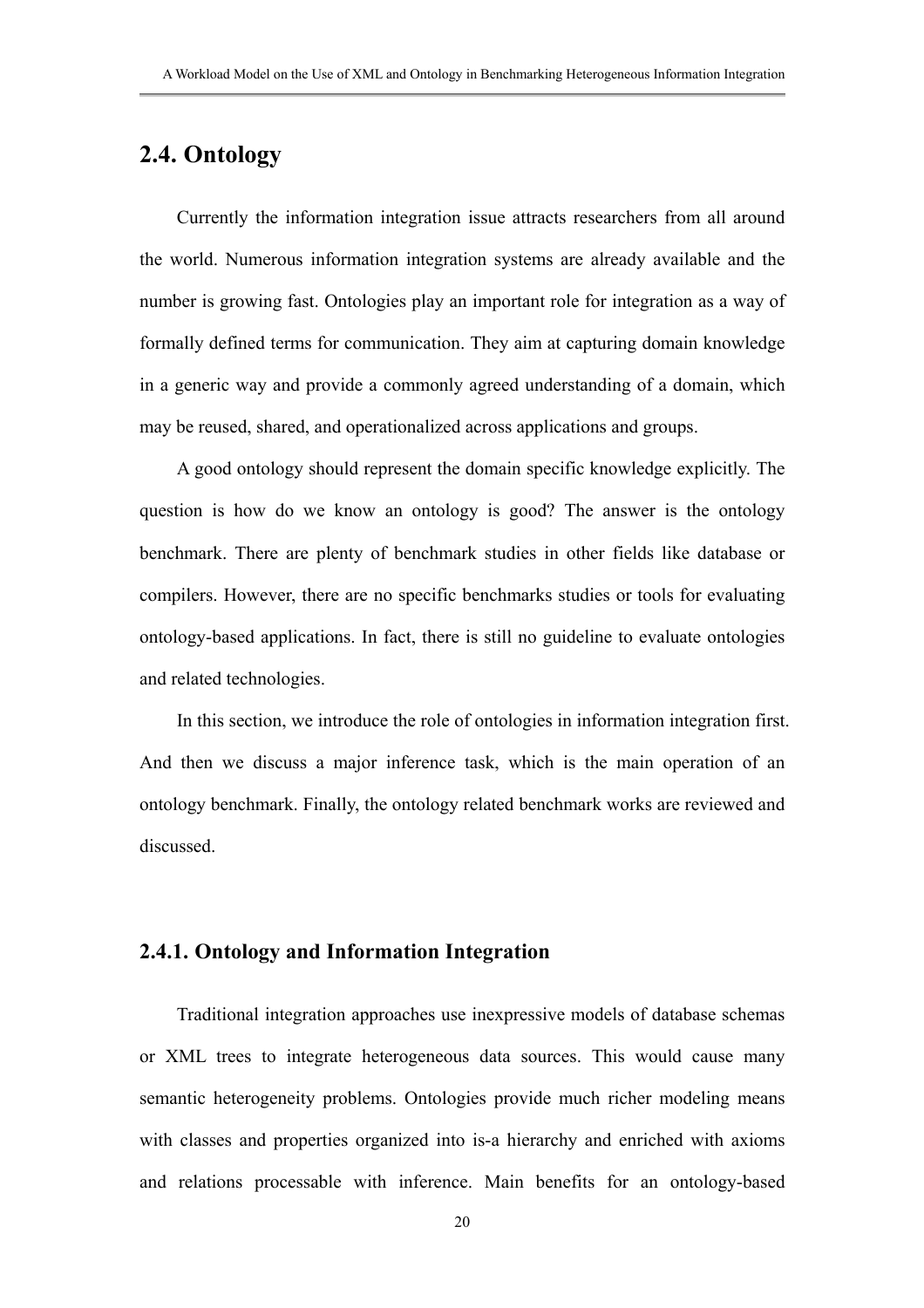## 2.4. Ontology

Currently the information integration issue attracts researchers from all around the world. Numerous information integration systems are already available and the number is growing fast. Ontologies play an important role for integration as a way of formally defined terms for communication. They aim at capturing domain knowledge in a generic way and provide a commonly agreed understanding of a domain, which may be reused, shared, and operationalized across applications and groups.

A good ontology should represent the domain specific knowledge explicitly. The question is how do we know an ontology is good? The answer is the ontology benchmark. There are plenty of benchmark studies in other fields like database or compilers. However, there are no specific benchmarks studies or tools for evaluating ontology-based applications. In fact, there is still no guideline to evaluate ontologies and related technologies.

In this section, we introduce the role of ontologies in information integration first. And then we discuss a major inference task, which is the main operation of an ontology benchmark. Finally, the ontology related benchmark works are reviewed and discussed.

### 2.4.1. Ontology and Information Integration

Traditional integration approaches use inexpressive models of database schemas or XML trees to integrate heterogeneous data sources. This would cause many semantic heterogeneity problems. Ontologies provide much richer modeling means with classes and properties organized into is-a hierarchy and enriched with axioms and relations processable with inference. Main benefits for an ontology-based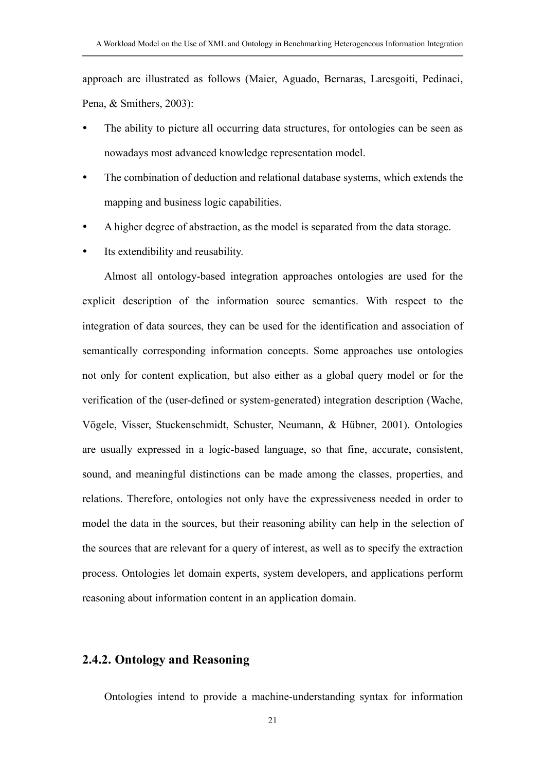approach are illustrated as follows (Maier, Aguado, Bernaras, Laresgoiti, Pedinaci, Pena, & Smithers, 2003):

- The ability to picture all occurring data structures, for ontologies can be seen as nowadays most advanced knowledge representation model.
- The combination of deduction and relational database systems, which extends the mapping and business logic capabilities.
- A higher degree of abstraction, as the model is separated from the data storage.
- Its extendibility and reusability.

Almost all ontology-based integration approaches ontologies are used for the explicit description of the information source semantics. With respect to the integration of data sources, they can be used for the identification and association of semantically corresponding information concepts. Some approaches use ontologies not only for content explication, but also either as a global query model or for the verification of the (user-defined or system-generated) integration description (Wache, Vögele, Visser, Stuckenschmidt, Schuster, Neumann, & Hübner, 2001). Ontologies are usually expressed in a logic-based language, so that fine, accurate, consistent, sound, and meaningful distinctions can be made among the classes, properties, and relations. Therefore, ontologies not only have the expressiveness needed in order to model the data in the sources, but their reasoning ability can help in the selection of the sources that are relevant for a query of interest, as well as to specify the extraction process. Ontologies let domain experts, system developers, and applications perform reasoning about information content in an application domain.

### 2.4.2. Ontology and Reasoning

Ontologies intend to provide a machine-understanding syntax for information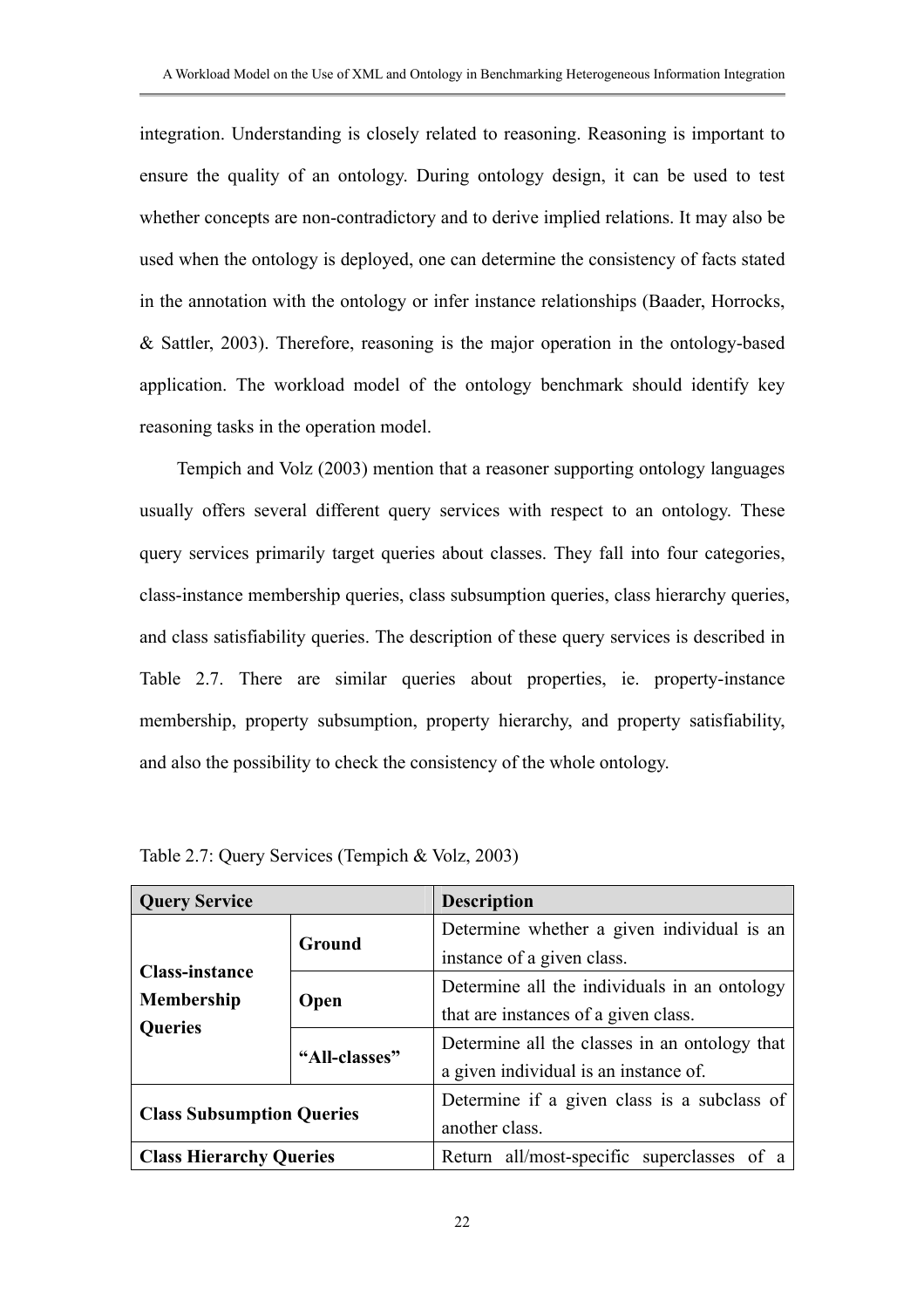integration. Understanding is closely related to reasoning. Reasoning is important to ensure the quality of an ontology. During ontology design, it can be used to test whether concepts are non-contradictory and to derive implied relations. It may also be used when the ontology is deployed, one can determine the consistency of facts stated in the annotation with the ontology or infer instance relationships (Baader, Horrocks, & Sattler, 2003). Therefore, reasoning is the major operation in the ontology-based application. The workload model of the ontology benchmark should identify key reasoning tasks in the operation model.

Tempich and Volz (2003) mention that a reasoner supporting ontology languages usually offers several different query services with respect to an ontology. These query services primarily target queries about classes. They fall into four categories, class-instance membership queries, class subsumption queries, class hierarchy queries, and class satisfiability queries. The description of these query services is described in Table 2.7. There are similar queries about properties, ie. property-instance membership, property subsumption, property hierarchy, and property satisfiability, and also the possibility to check the consistency of the whole ontology.

Table 2.7: Query Services (Tempich & Volz, 2003)

| **Query Service** | | **Description** |
|---|---|---|
| **Class-instance Membership Queries** | **Ground** | Determine whether a given individual is an instance of a given class. |
| | **Open** | Determine all the individuals in an ontology that are instances of a given class. |
| | **"All-classes"** | Determine all the classes in an ontology that a given individual is an instance of. |
| **Class Subsumption Queries** | | Determine if a given class is a subclass of another class. |
| **Class Hierarchy Queries** | | Return all/most-specific superclasses of a |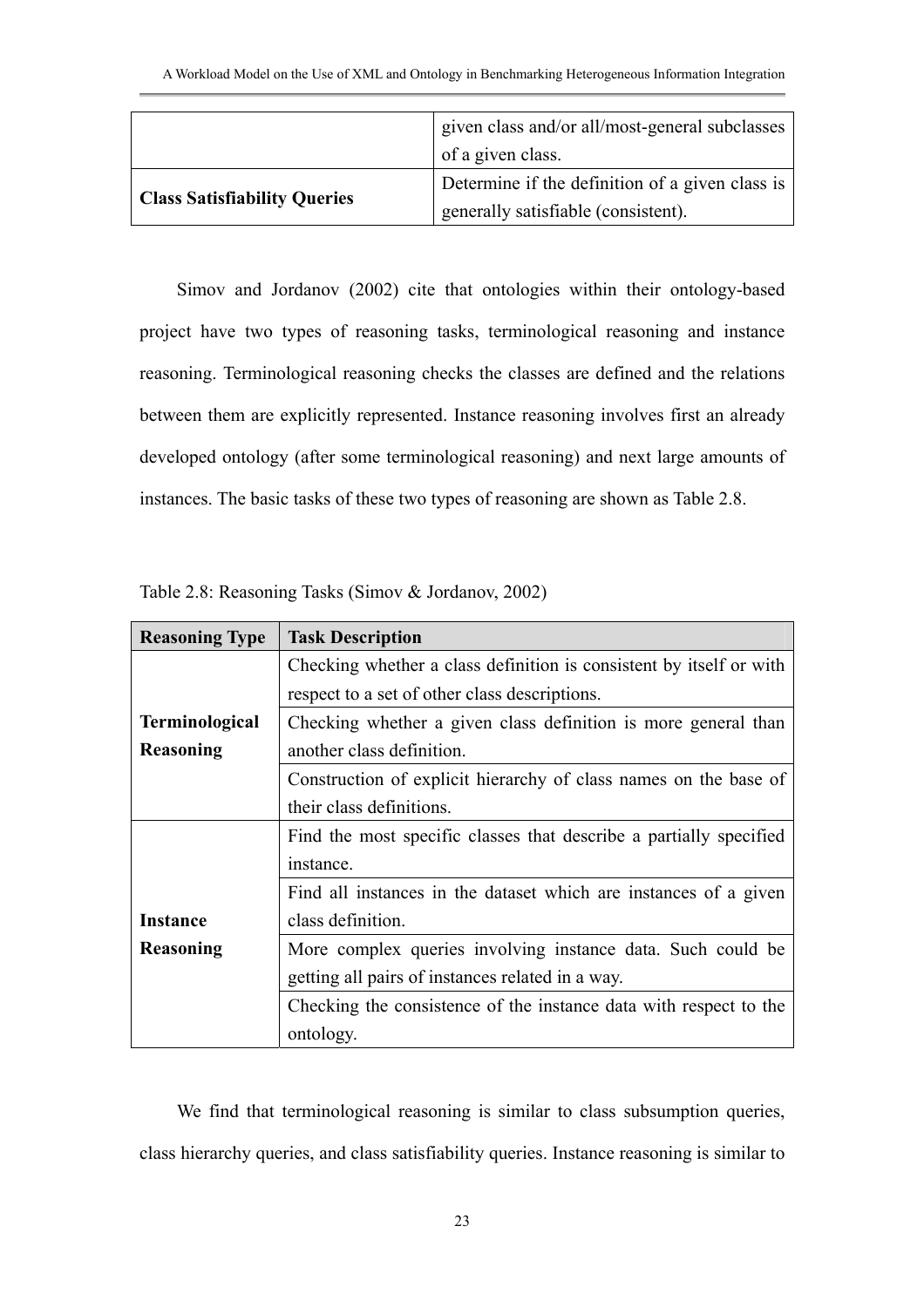| | |
|---|---|
| | given class and/or all/most-general subclasses of a given class. |
| **Class Satisfiability Queries** | Determine if the definition of a given class is generally satisfiable (consistent). |

Simov and Jordanov (2002) cite that ontologies within their ontology-based project have two types of reasoning tasks, terminological reasoning and instance reasoning. Terminological reasoning checks the classes are defined and the relations between them are explicitly represented. Instance reasoning involves first an already developed ontology (after some terminological reasoning) and next large amounts of instances. The basic tasks of these two types of reasoning are shown as Table 2.8.

Table 2.8: Reasoning Tasks (Simov & Jordanov, 2002)

| Reasoning Type | Task Description |
|---|---|
| **Terminological Reasoning** | Checking whether a class definition is consistent by itself or with respect to a set of other class descriptions. |
| | Checking whether a given class definition is more general than another class definition. |
| | Construction of explicit hierarchy of class names on the base of their class definitions. |
| **Instance Reasoning** | Find the most specific classes that describe a partially specified instance. |
| | Find all instances in the dataset which are instances of a given class definition. |
| | More complex queries involving instance data. Such could be getting all pairs of instances related in a way. |
| | Checking the consistence of the instance data with respect to the ontology. |

We find that terminological reasoning is similar to class subsumption queries, class hierarchy queries, and class satisfiability queries. Instance reasoning is similar to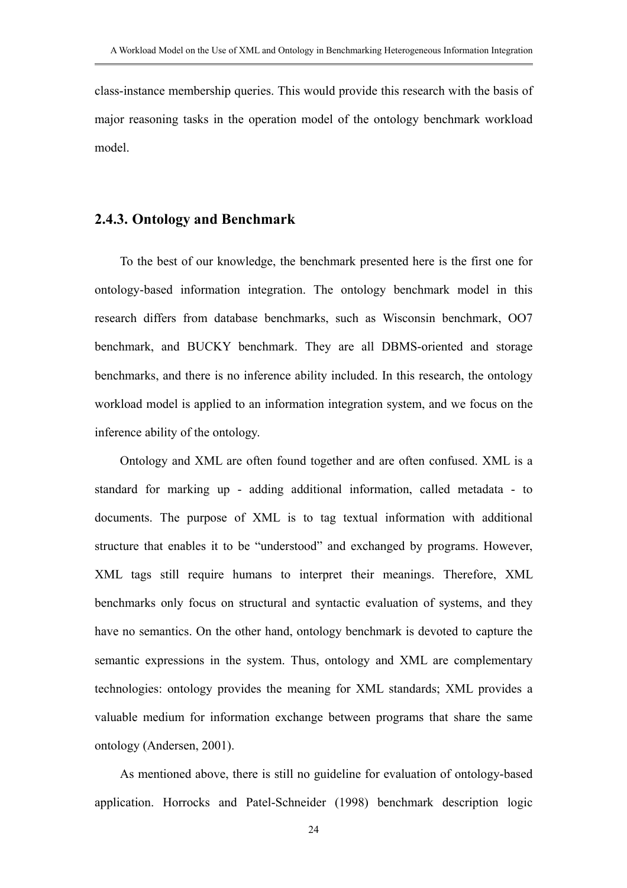class-instance membership queries. This would provide this research with the basis of major reasoning tasks in the operation model of the ontology benchmark workload model.

### 2.4.3. Ontology and Benchmark

To the best of our knowledge, the benchmark presented here is the first one for ontology-based information integration. The ontology benchmark model in this research differs from database benchmarks, such as Wisconsin benchmark, OO7 benchmark, and BUCKY benchmark. They are all DBMS-oriented and storage benchmarks, and there is no inference ability included. In this research, the ontology workload model is applied to an information integration system, and we focus on the inference ability of the ontology.

Ontology and XML are often found together and are often confused. XML is a standard for marking up - adding additional information, called metadata - to documents. The purpose of XML is to tag textual information with additional structure that enables it to be "understood" and exchanged by programs. However, XML tags still require humans to interpret their meanings. Therefore, XML benchmarks only focus on structural and syntactic evaluation of systems, and they have no semantics. On the other hand, ontology benchmark is devoted to capture the semantic expressions in the system. Thus, ontology and XML are complementary technologies: ontology provides the meaning for XML standards; XML provides a valuable medium for information exchange between programs that share the same ontology (Andersen, 2001).

As mentioned above, there is still no guideline for evaluation of ontology-based application. Horrocks and Patel-Schneider (1998) benchmark description logic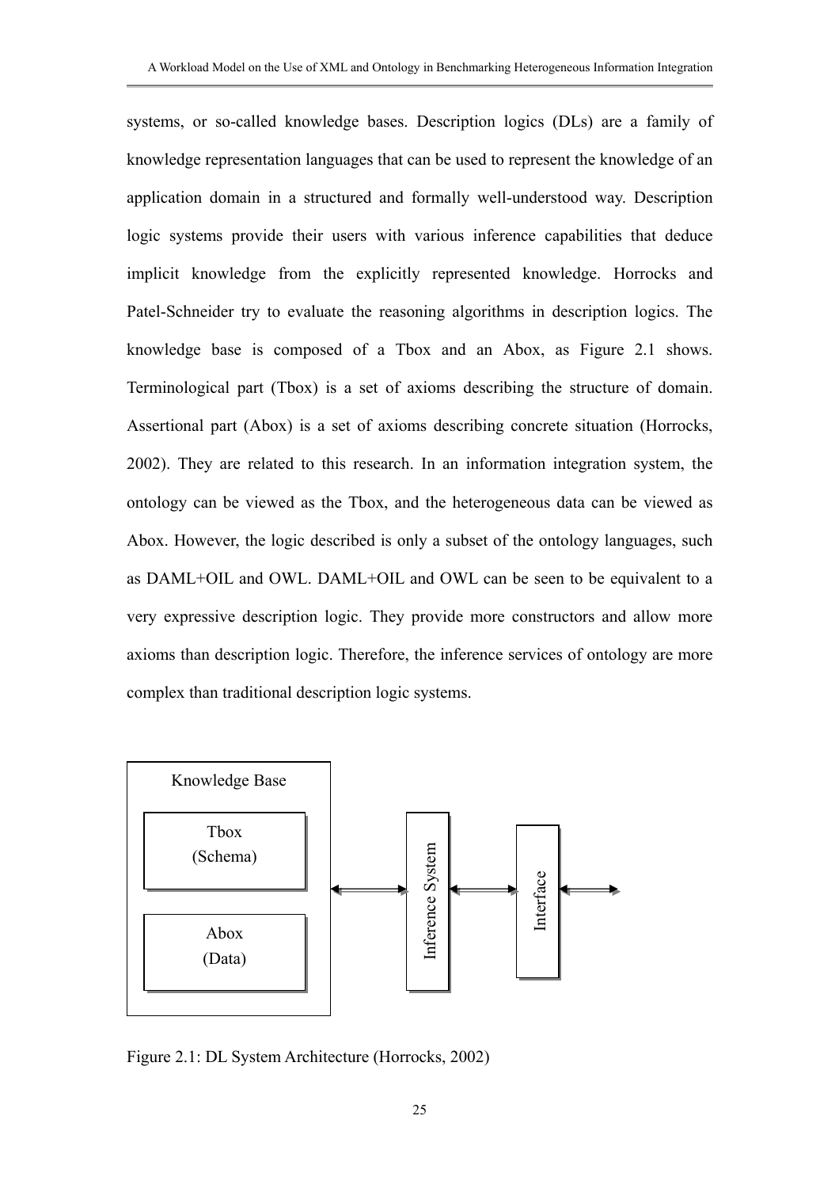systems, or so-called knowledge bases. Description logics (DLs) are a family of knowledge representation languages that can be used to represent the knowledge of an application domain in a structured and formally well-understood way. Description logic systems provide their users with various inference capabilities that deduce implicit knowledge from the explicitly represented knowledge. Horrocks and Patel-Schneider try to evaluate the reasoning algorithms in description logics. The knowledge base is composed of a Tbox and an Abox, as Figure 2.1 shows. Terminological part (Tbox) is a set of axioms describing the structure of domain. Assertional part (Abox) is a set of axioms describing concrete situation (Horrocks, 2002). They are related to this research. In an information integration system, the ontology can be viewed as the Tbox, and the heterogeneous data can be viewed as Abox. However, the logic described is only a subset of the ontology languages, such as DAML+OIL and OWL. DAML+OIL and OWL can be seen to be equivalent to a very expressive description logic. They provide more constructors and allow more axioms than description logic. Therefore, the inference services of ontology are more complex than traditional description logic systems.

Knowledge Base

Tbox
(Schema)

Abox
(Data)

Inference System

Interface

Figure 2.1: DL System Architecture (Horrocks, 2002)